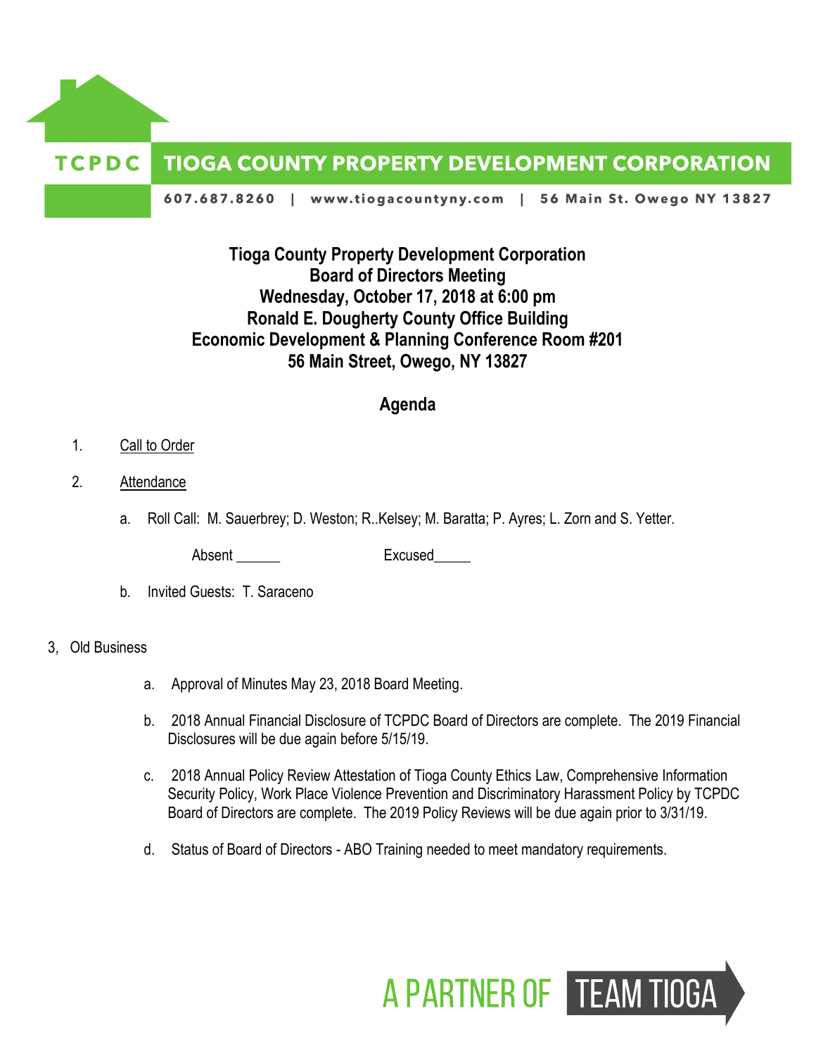**TCPDC** **TIOGA COUNTY PROPERTY DEVELOPMENT CORPORATION**

607.687.8260 | www.tiogacountyny.com | 56 Main St. Owego NY 13827

**Tioga County Property Development Corporation**
**Board of Directors Meeting**
**Wednesday, October 17, 2018 at 6:00 pm**
**Ronald E. Dougherty County Office Building**
**Economic Development & Planning Conference Room #201**
**56 Main Street, Owego, NY 13827**

## Agenda

1. Call to Order

2. Attendance

   a. Roll Call: M. Sauerbrey; D. Weston; R..Kelsey; M. Baratta; P. Ayres; L. Zorn and S. Yetter.

      Absent ______ Excused_____

   b. Invited Guests: T. Saraceno

3, Old Business

   a. Approval of Minutes May 23, 2018 Board Meeting.

   b. 2018 Annual Financial Disclosure of TCPDC Board of Directors are complete. The 2019 Financial Disclosures will be due again before 5/15/19.

   c. 2018 Annual Policy Review Attestation of Tioga County Ethics Law, Comprehensive Information Security Policy, Work Place Violence Prevention and Discriminatory Harassment Policy by TCPDC Board of Directors are complete. The 2019 Policy Reviews will be due again prior to 3/31/19.

   d. Status of Board of Directors - ABO Training needed to meet mandatory requirements.

A PARTNER OF TEAM TIOGA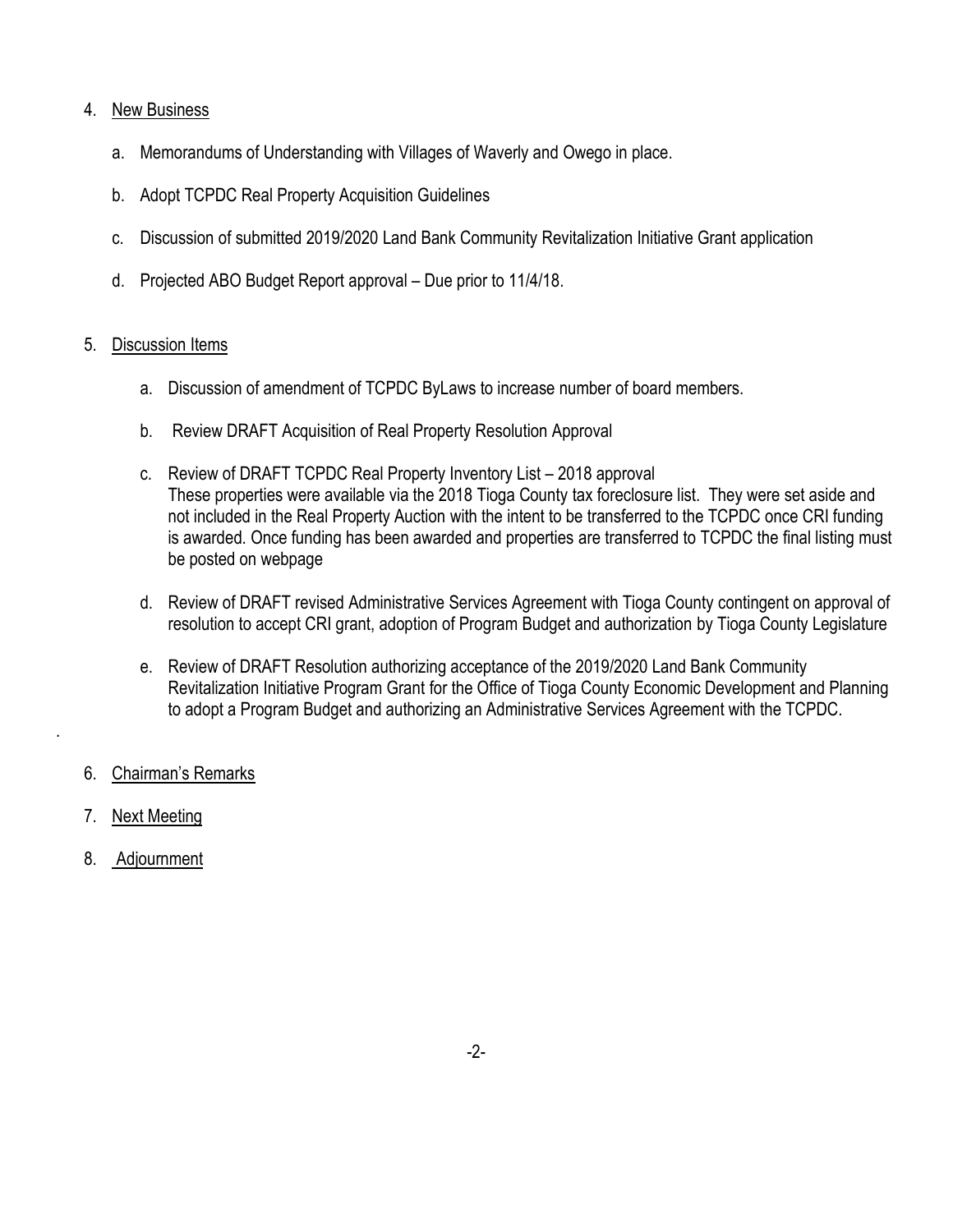4. New Business

   a. Memorandums of Understanding with Villages of Waverly and Owego in place.

   b. Adopt TCPDC Real Property Acquisition Guidelines

   c. Discussion of submitted 2019/2020 Land Bank Community Revitalization Initiative Grant application

   d. Projected ABO Budget Report approval – Due prior to 11/4/18.

5. Discussion Items

   a. Discussion of amendment of TCPDC ByLaws to increase number of board members.

   b. Review DRAFT Acquisition of Real Property Resolution Approval

   c. Review of DRAFT TCPDC Real Property Inventory List – 2018 approval
      These properties were available via the 2018 Tioga County tax foreclosure list. They were set aside and not included in the Real Property Auction with the intent to be transferred to the TCPDC once CRI funding is awarded. Once funding has been awarded and properties are transferred to TCPDC the final listing must be posted on webpage

   d. Review of DRAFT revised Administrative Services Agreement with Tioga County contingent on approval of resolution to accept CRI grant, adoption of Program Budget and authorization by Tioga County Legislature

   e. Review of DRAFT Resolution authorizing acceptance of the 2019/2020 Land Bank Community Revitalization Initiative Program Grant for the Office of Tioga County Economic Development and Planning to adopt a Program Budget and authorizing an Administrative Services Agreement with the TCPDC.

6. Chairman's Remarks

7. Next Meeting

8. Adjournment